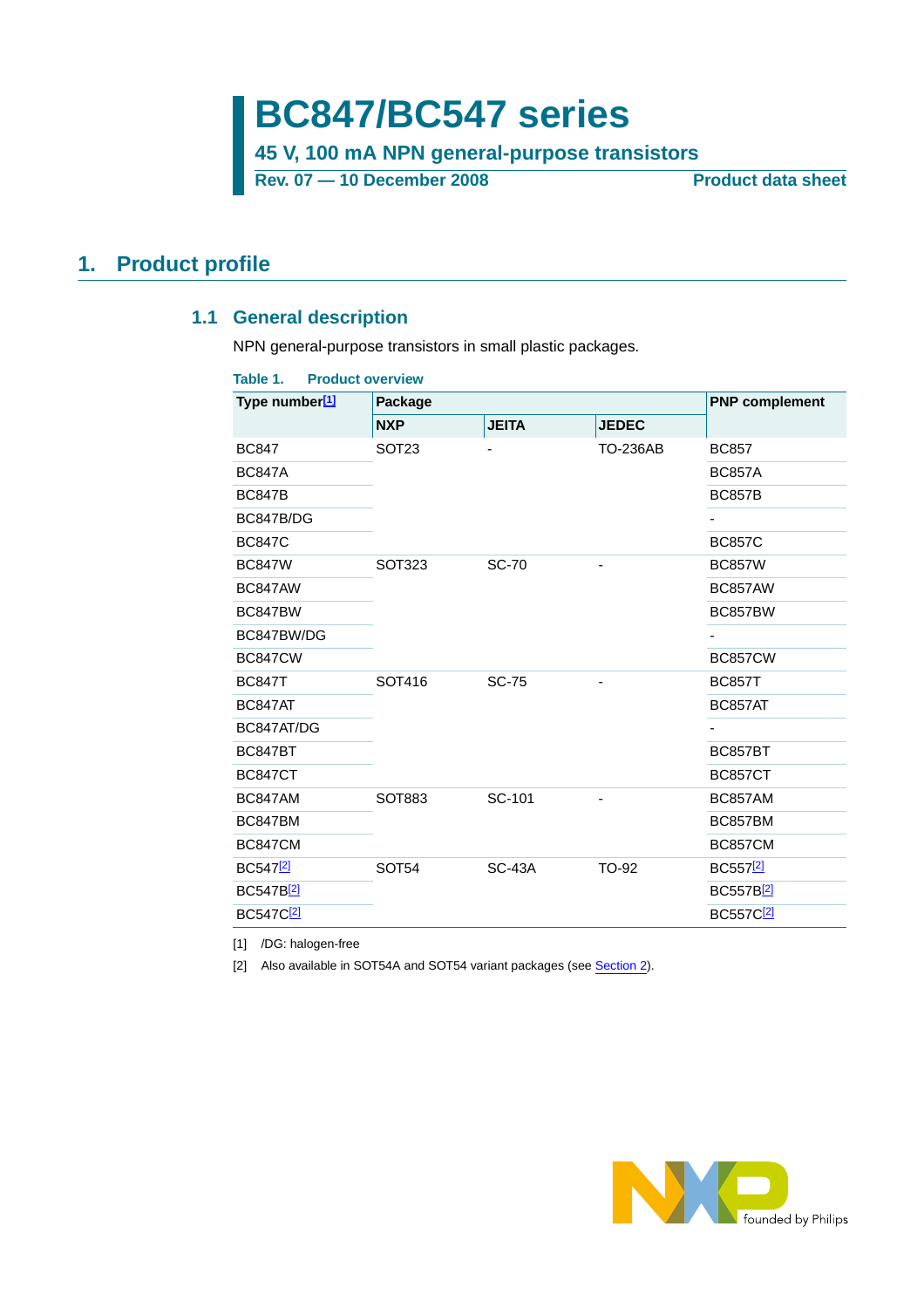# BC847/BC547 series

**45 V, 100 mA NPN general-purpose transistors**

**Rev. 07 — 10 December 2008** **Product data sheet**

## 1. Product profile

### 1.1 General description

NPN general-purpose transistors in small plastic packages.

**Table 1. Product overview**

| Type number[1] | Package | | | PNP complement |
|---|---|---|---|---|
| | NXP | JEITA | JEDEC | |
| BC847 | SOT23 | - | TO-236AB | BC857 |
| BC847A | | | | BC857A |
| BC847B | | | | BC857B |
| BC847B/DG | | | | - |
| BC847C | | | | BC857C |
| BC847W | SOT323 | SC-70 | - | BC857W |
| BC847AW | | | | BC857AW |
| BC847BW | | | | BC857BW |
| BC847BW/DG | | | | - |
| BC847CW | | | | BC857CW |
| BC847T | SOT416 | SC-75 | - | BC857T |
| BC847AT | | | | BC857AT |
| BC847AT/DG | | | | - |
| BC847BT | | | | BC857BT |
| BC847CT | | | | BC857CT |
| BC847AM | SOT883 | SC-101 | - | BC857AM |
| BC847BM | | | | BC857BM |
| BC847CM | | | | BC857CM |
| BC547[2] | SOT54 | SC-43A | TO-92 | BC557[2] |
| BC547B[2] | | | | BC557B[2] |
| BC547C[2] | | | | BC557C[2] |

[1] /DG: halogen-free

[2] Also available in SOT54A and SOT54 variant packages (see Section 2).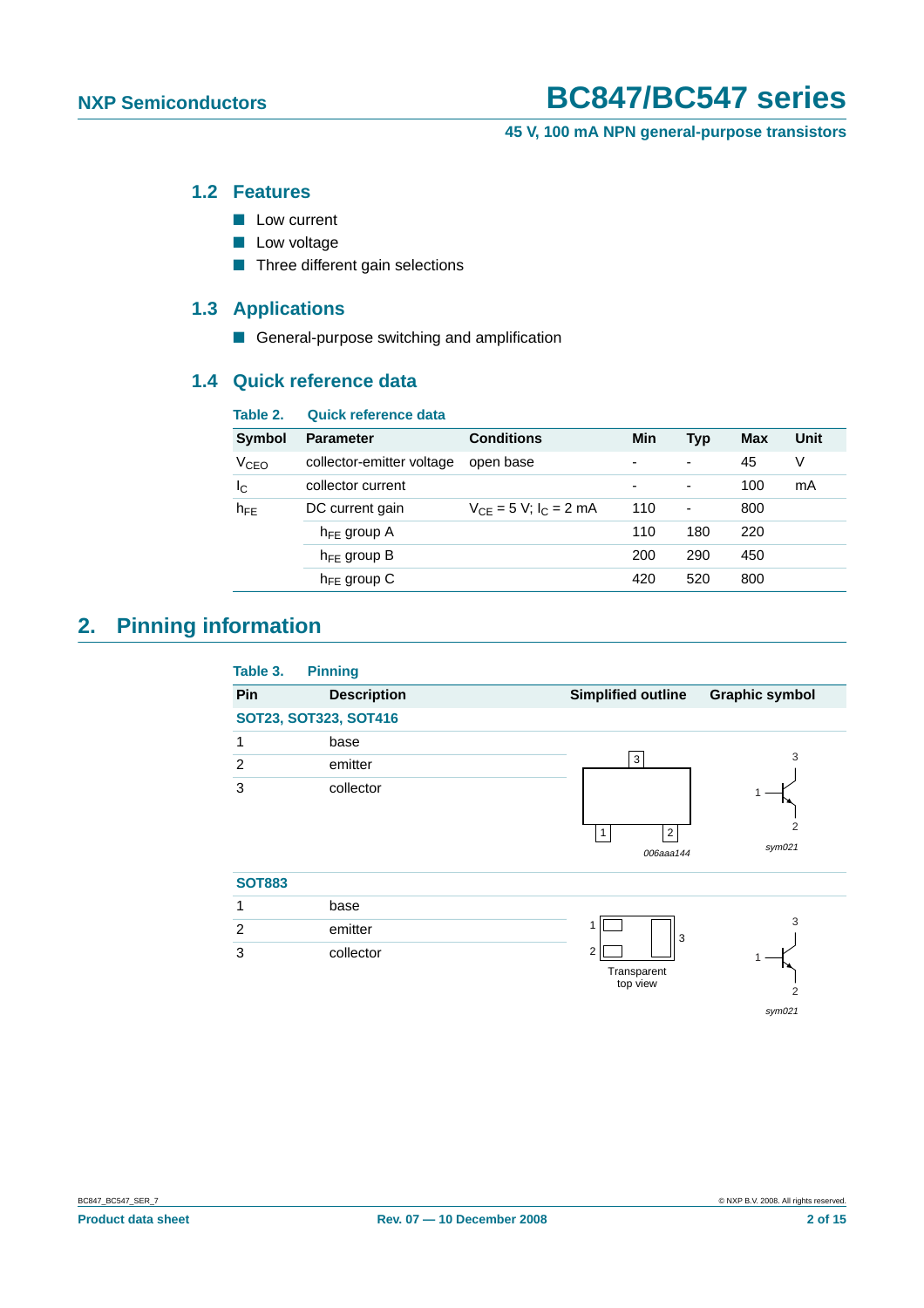### 1.2 Features

- Low current
- Low voltage
- Three different gain selections

### 1.3 Applications

- General-purpose switching and amplification

### 1.4 Quick reference data

**Table 2. Quick reference data**

| Symbol | Parameter | Conditions | Min | Typ | Max | Unit |
|---|---|---|---|---|---|---|
| $V_{CEO}$ | collector-emitter voltage | open base | - | - | 45 | V |
| $I_C$ | collector current | | - | - | 100 | mA |
| $h_{FE}$ | DC current gain | $V_{CE}$ = 5 V; $I_C$ = 2 mA | 110 | - | 800 | |
| | $h_{FE}$ group A | | 110 | 180 | 220 | |
| | $h_{FE}$ group B | | 200 | 290 | 450 | |
| | $h_{FE}$ group C | | 420 | 520 | 800 | |

## 2. Pinning information

**Table 3. Pinning**

| Pin | Description | Simplified outline | Graphic symbol |
|---|---|---|---|
| **SOT23, SOT323, SOT416** | | | |
| 1 | base | | |
| 2 | emitter | | |
| 3 | collector | | |
| **SOT883** | | | |
| 1 | base | | |
| 2 | emitter | | |
| 3 | collector | | |

Simplified outline (SOT23, SOT323, SOT416): 006aaa144; graphic symbol: sym021

Simplified outline (SOT883): Transparent top view; graphic symbol: sym021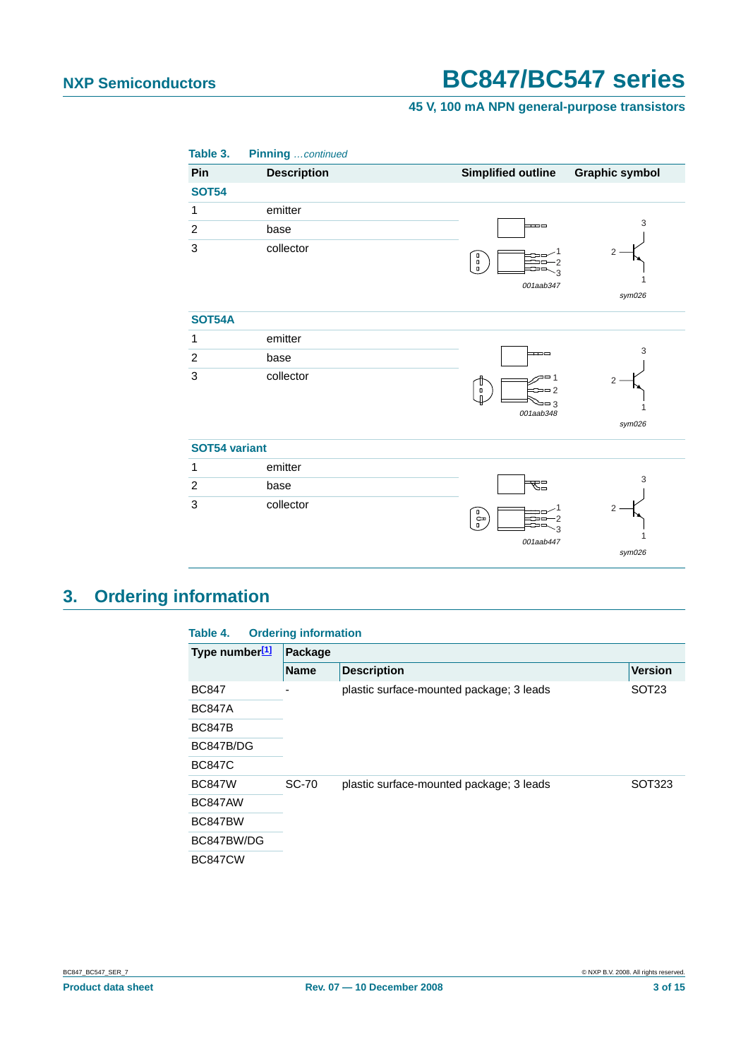**Table 3. Pinning** *...continued*

| Pin | Description | Simplified outline | Graphic symbol |
|---|---|---|---|
| **SOT54** | | | |
| 1 | emitter | 001aab347 | sym026 |
| 2 | base | | |
| 3 | collector | | |
| **SOT54A** | | | |
| 1 | emitter | 001aab348 | sym026 |
| 2 | base | | |
| 3 | collector | | |
| **SOT54 variant** | | | |
| 1 | emitter | 001aab447 | sym026 |
| 2 | base | | |
| 3 | collector | | |

## 3. Ordering information

**Table 4. Ordering information**

| Type number[1] | Package | | |
|---|---|---|---|
| | Name | Description | Version |
| BC847 | - | plastic surface-mounted package; 3 leads | SOT23 |
| BC847A | | | |
| BC847B | | | |
| BC847B/DG | | | |
| BC847C | | | |
| BC847W | SC-70 | plastic surface-mounted package; 3 leads | SOT323 |
| BC847AW | | | |
| BC847BW | | | |
| BC847BW/DG | | | |
| BC847CW | | | |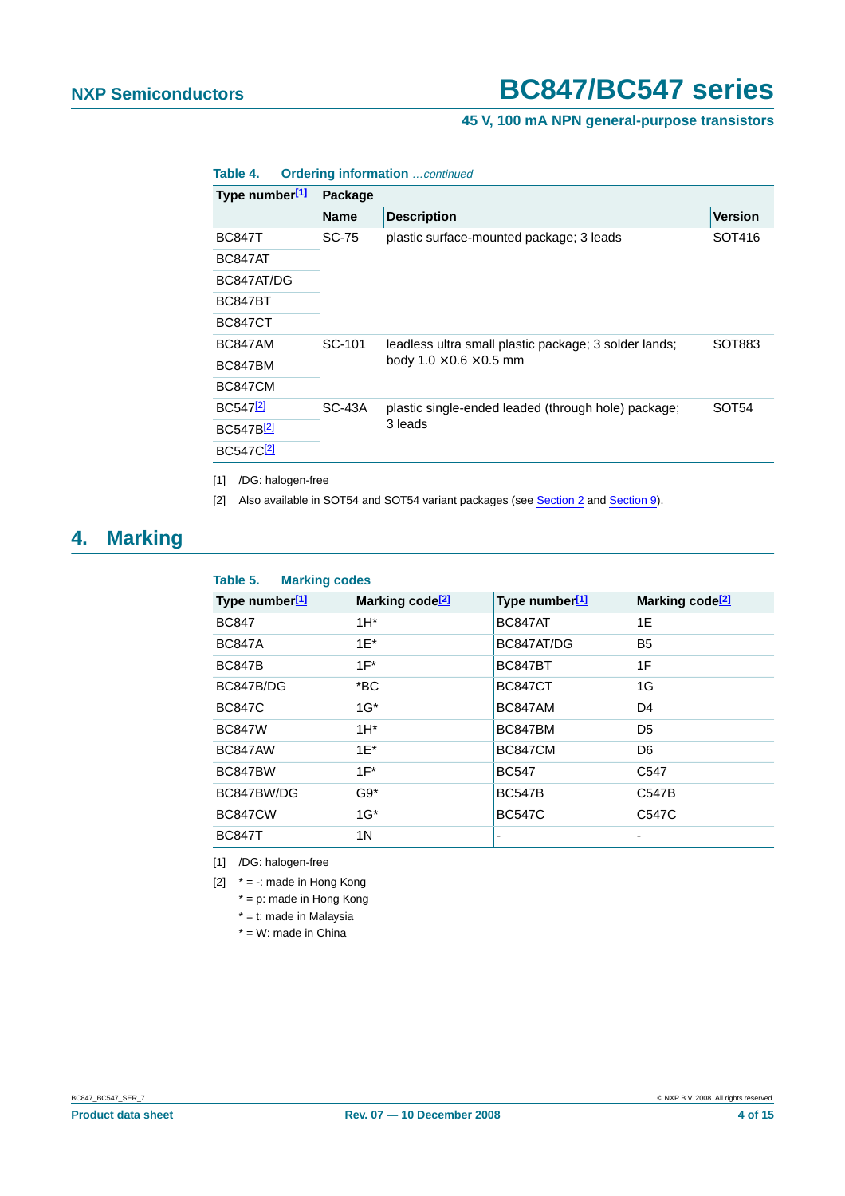Table 4. Ordering information *...continued*

| Type number[1] | Package | | |
|---|---|---|---|
| | Name | Description | Version |
| BC847T | SC-75 | plastic surface-mounted package; 3 leads | SOT416 |
| BC847AT | | | |
| BC847AT/DG | | | |
| BC847BT | | | |
| BC847CT | | | |
| BC847AM | SC-101 | leadless ultra small plastic package; 3 solder lands; body 1.0 × 0.6 × 0.5 mm | SOT883 |
| BC847BM | | | |
| BC847CM | | | |
| BC547[2] | SC-43A | plastic single-ended leaded (through hole) package; 3 leads | SOT54 |
| BC547B[2] | | | |
| BC547C[2] | | | |

[1] /DG: halogen-free

[2] Also available in SOT54 and SOT54 variant packages (see Section 2 and Section 9).

# 4. Marking

Table 5. Marking codes

| Type number[1] | Marking code[2] | Type number[1] | Marking code[2] |
|---|---|---|---|
| BC847 | 1H* | BC847AT | 1E |
| BC847A | 1E* | BC847AT/DG | B5 |
| BC847B | 1F* | BC847BT | 1F |
| BC847B/DG | *BC | BC847CT | 1G |
| BC847C | 1G* | BC847AM | D4 |
| BC847W | 1H* | BC847BM | D5 |
| BC847AW | 1E* | BC847CM | D6 |
| BC847BW | 1F* | BC547 | C547 |
| BC847BW/DG | G9* | BC547B | C547B |
| BC847CW | 1G* | BC547C | C547C |
| BC847T | 1N | - | - |

[1] /DG: halogen-free

[2] * = -: made in Hong Kong

* = p: made in Hong Kong

* = t: made in Malaysia

* = W: made in China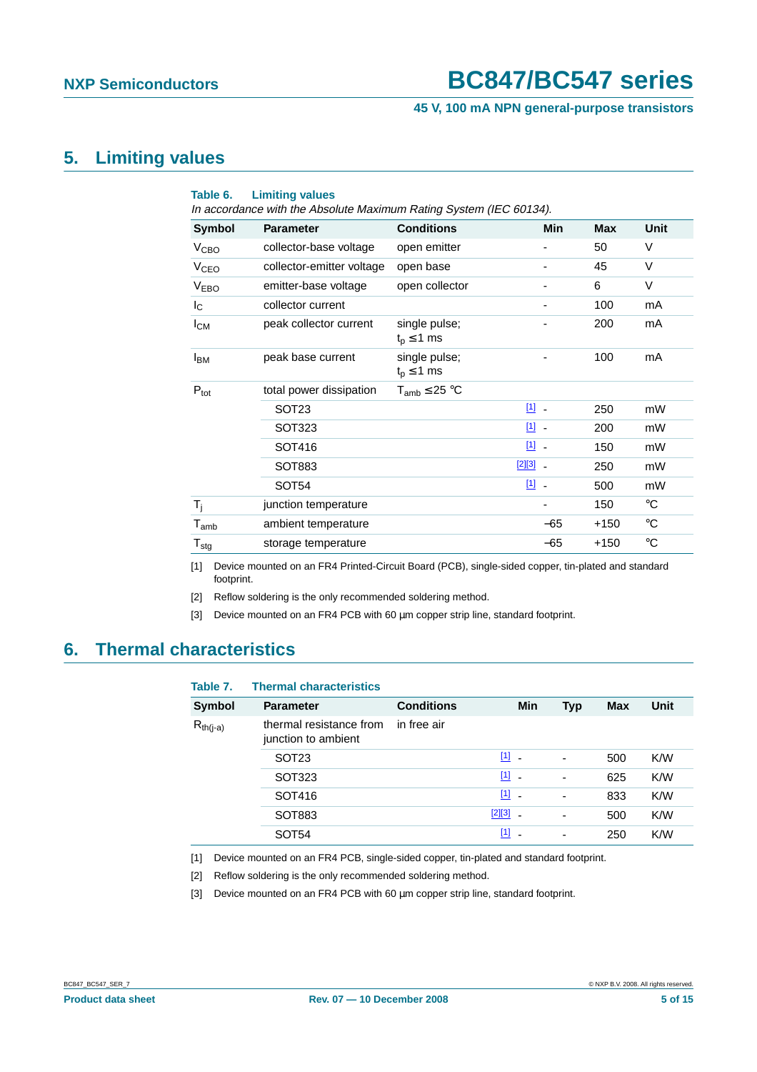## 5. Limiting values

**Table 6. Limiting values**

*In accordance with the Absolute Maximum Rating System (IEC 60134).*

| Symbol | Parameter | Conditions | | Min | Max | Unit |
|---|---|---|---|---|---|---|
| $V_{CBO}$ | collector-base voltage | open emitter | | - | 50 | V |
| $V_{CEO}$ | collector-emitter voltage | open base | | - | 45 | V |
| $V_{EBO}$ | emitter-base voltage | open collector | | - | 6 | V |
| $I_C$ | collector current | | | - | 100 | mA |
| $I_{CM}$ | peak collector current | single pulse; $t_p \leq 1$ ms | | - | 200 | mA |
| $I_{BM}$ | peak base current | single pulse; $t_p \leq 1$ ms | | - | 100 | mA |
| $P_{tot}$ | total power dissipation | $T_{amb} \leq 25$ °C | | | | |
| | SOT23 | | [1] | - | 250 | mW |
| | SOT323 | | [1] | - | 200 | mW |
| | SOT416 | | [1] | - | 150 | mW |
| | SOT883 | | [2][3] | - | 250 | mW |
| | SOT54 | | [1] | - | 500 | mW |
| $T_j$ | junction temperature | | | - | 150 | °C |
| $T_{amb}$ | ambient temperature | | | −65 | +150 | °C |
| $T_{stg}$ | storage temperature | | | −65 | +150 | °C |

[1] Device mounted on an FR4 Printed-Circuit Board (PCB), single-sided copper, tin-plated and standard footprint.

[2] Reflow soldering is the only recommended soldering method.

[3] Device mounted on an FR4 PCB with 60 µm copper strip line, standard footprint.

## 6. Thermal characteristics

**Table 7. Thermal characteristics**

| Symbol | Parameter | Conditions | | Min | Typ | Max | Unit |
|---|---|---|---|---|---|---|---|
| $R_{th(j-a)}$ | thermal resistance from junction to ambient | in free air | | | | | |
| | SOT23 | | [1] | - | - | 500 | K/W |
| | SOT323 | | [1] | - | - | 625 | K/W |
| | SOT416 | | [1] | - | - | 833 | K/W |
| | SOT883 | | [2][3] | - | - | 500 | K/W |
| | SOT54 | | [1] | - | - | 250 | K/W |

[1] Device mounted on an FR4 PCB, single-sided copper, tin-plated and standard footprint.

[2] Reflow soldering is the only recommended soldering method.

[3] Device mounted on an FR4 PCB with 60 µm copper strip line, standard footprint.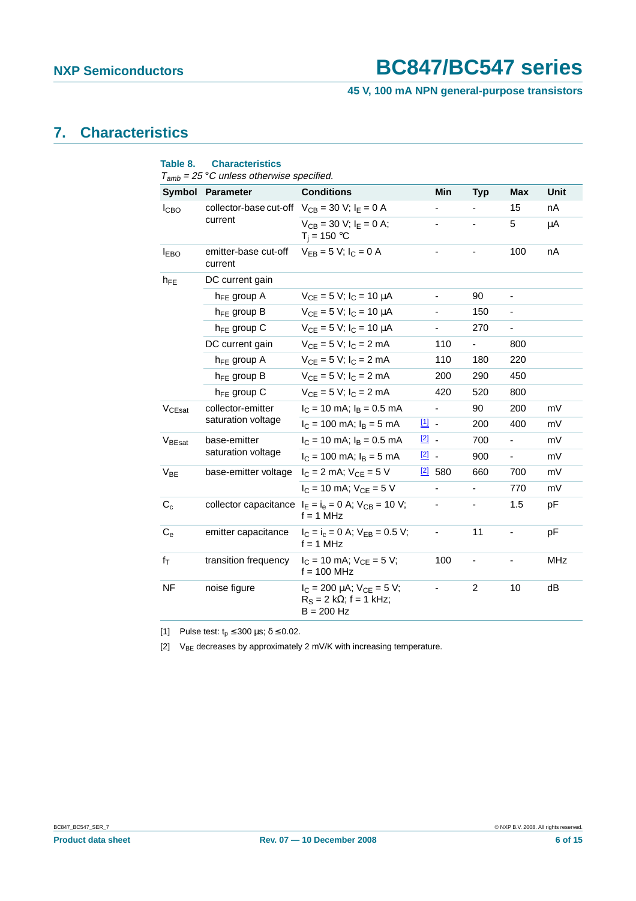## 7. Characteristics

**Table 8. Characteristics**

*$T_{amb}$ = 25 °C unless otherwise specified.*

| Symbol | Parameter | Conditions | | Min | Typ | Max | Unit |
|---|---|---|---|---|---|---|---|
| $I_{CBO}$ | collector-base cut-off current | $V_{CB}$ = 30 V; $I_E$ = 0 A | | - | - | 15 | nA |
| | | $V_{CB}$ = 30 V; $I_E$ = 0 A; $T_j$ = 150 °C | | - | - | 5 | μA |
| $I_{EBO}$ | emitter-base cut-off current | $V_{EB}$ = 5 V; $I_C$ = 0 A | | - | - | 100 | nA |
| $h_{FE}$ | DC current gain | | | | | | |
| | $h_{FE}$ group A | $V_{CE}$ = 5 V; $I_C$ = 10 μA | | - | 90 | - | |
| | $h_{FE}$ group B | $V_{CE}$ = 5 V; $I_C$ = 10 μA | | - | 150 | - | |
| | $h_{FE}$ group C | $V_{CE}$ = 5 V; $I_C$ = 10 μA | | - | 270 | - | |
| | DC current gain | $V_{CE}$ = 5 V; $I_C$ = 2 mA | | 110 | - | 800 | |
| | $h_{FE}$ group A | $V_{CE}$ = 5 V; $I_C$ = 2 mA | | 110 | 180 | 220 | |
| | $h_{FE}$ group B | $V_{CE}$ = 5 V; $I_C$ = 2 mA | | 200 | 290 | 450 | |
| | $h_{FE}$ group C | $V_{CE}$ = 5 V; $I_C$ = 2 mA | | 420 | 520 | 800 | |
| $V_{CEsat}$ | collector-emitter saturation voltage | $I_C$ = 10 mA; $I_B$ = 0.5 mA | | - | 90 | 200 | mV |
| | | $I_C$ = 100 mA; $I_B$ = 5 mA | [1] | - | 200 | 400 | mV |
| $V_{BEsat}$ | base-emitter saturation voltage | $I_C$ = 10 mA; $I_B$ = 0.5 mA | [2] | - | 700 | - | mV |
| | | $I_C$ = 100 mA; $I_B$ = 5 mA | [2] | - | 900 | - | mV |
| $V_{BE}$ | base-emitter voltage | $I_C$ = 2 mA; $V_{CE}$ = 5 V | [2] | 580 | 660 | 700 | mV |
| | | $I_C$ = 10 mA; $V_{CE}$ = 5 V | | - | - | 770 | mV |
| $C_c$ | collector capacitance | $I_E$ = $i_e$ = 0 A; $V_{CB}$ = 10 V; f = 1 MHz | | - | - | 1.5 | pF |
| $C_e$ | emitter capacitance | $I_C$ = $i_c$ = 0 A; $V_{EB}$ = 0.5 V; f = 1 MHz | | - | 11 | - | pF |
| $f_T$ | transition frequency | $I_C$ = 10 mA; $V_{CE}$ = 5 V; f = 100 MHz | | 100 | - | - | MHz |
| NF | noise figure | $I_C$ = 200 μA; $V_{CE}$ = 5 V; $R_S$ = 2 kΩ; f = 1 kHz; B = 200 Hz | | - | 2 | 10 | dB |

[1] Pulse test: $t_p \leq 300$ μs; $\delta \leq 0.02$.

[2] $V_{BE}$ decreases by approximately 2 mV/K with increasing temperature.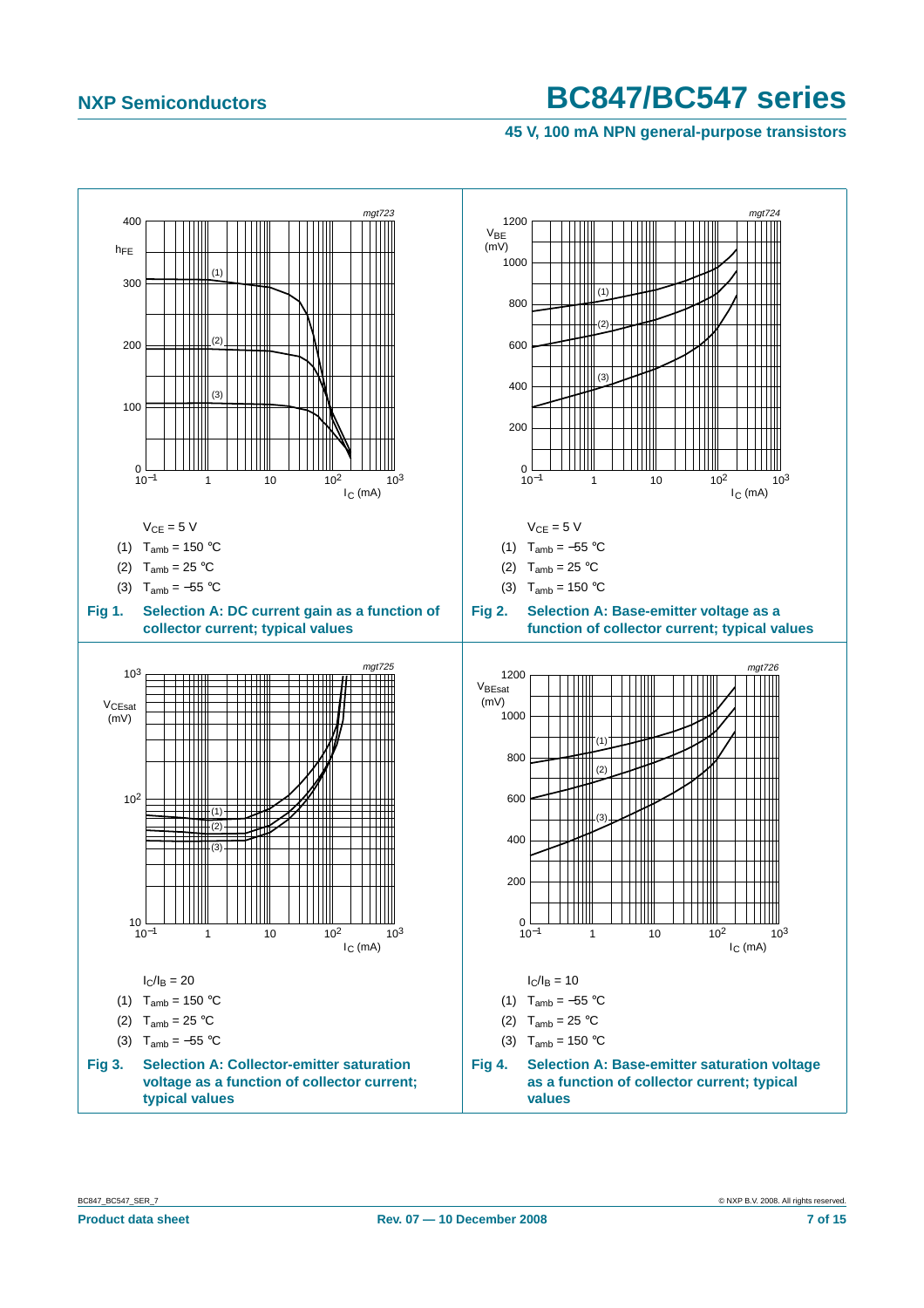$V_{CE}$ = 5 V

(1) $T_{amb}$ = 150 °C

(2) $T_{amb}$ = 25 °C

(3) $T_{amb}$ = −55 °C

**Fig 1. Selection A: DC current gain as a function of collector current; typical values**

$V_{CE}$ = 5 V

(1) $T_{amb}$ = −55 °C

(2) $T_{amb}$ = 25 °C

(3) $T_{amb}$ = 150 °C

**Fig 2. Selection A: Base-emitter voltage as a function of collector current; typical values**

$I_C/I_B$ = 20

(1) $T_{amb}$ = 150 °C

(2) $T_{amb}$ = 25 °C

(3) $T_{amb}$ = −55 °C

**Fig 3. Selection A: Collector-emitter saturation voltage as a function of collector current; typical values**

$I_C/I_B$ = 10

(1) $T_{amb}$ = −55 °C

(2) $T_{amb}$ = 25 °C

(3) $T_{amb}$ = 150 °C

**Fig 4. Selection A: Base-emitter saturation voltage as a function of collector current; typical values**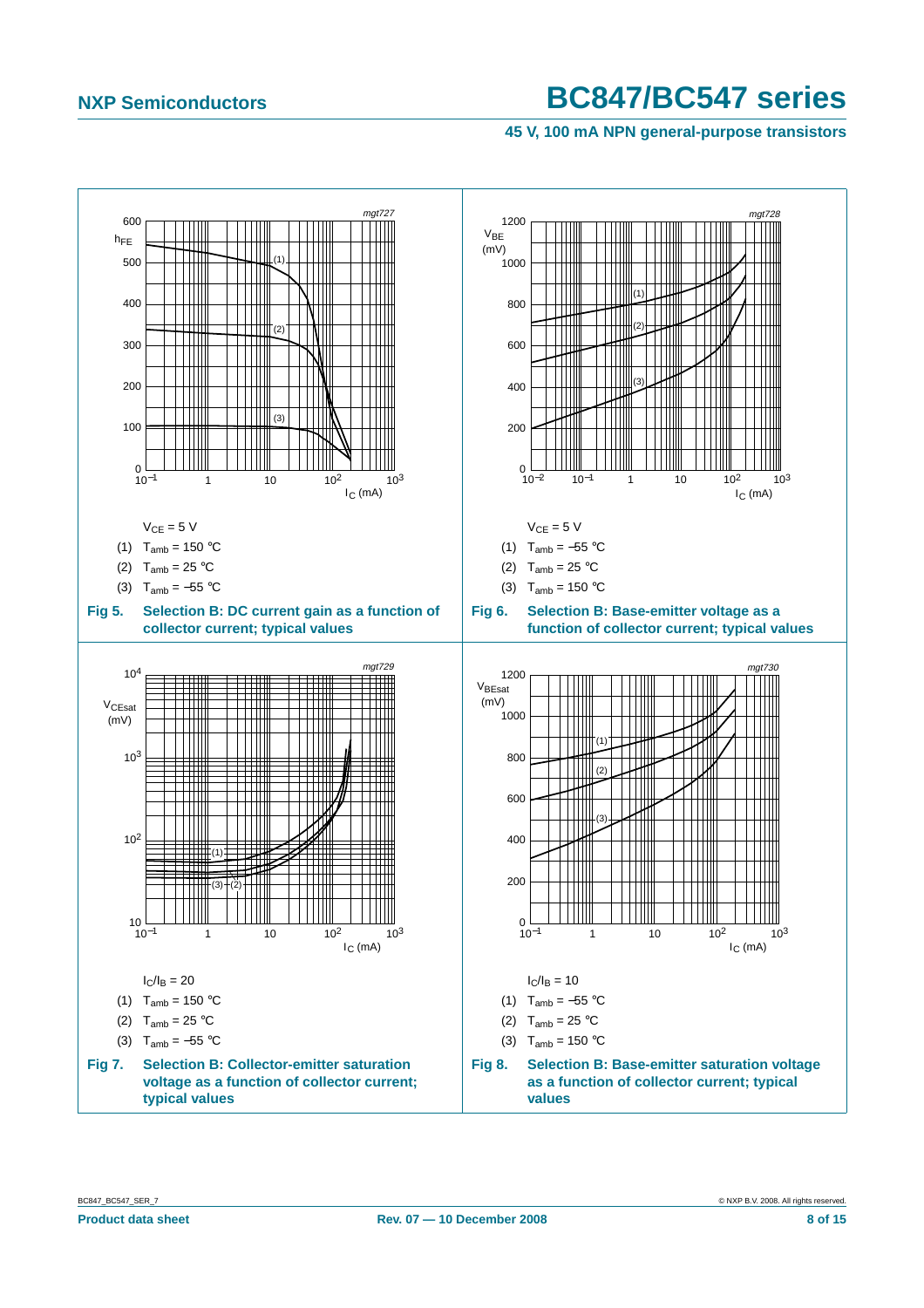$V_{CE}$ = 5 V

(1) $T_{amb}$ = 150 °C

(2) $T_{amb}$ = 25 °C

(3) $T_{amb}$ = −55 °C

**Fig 5. Selection B: DC current gain as a function of collector current; typical values**

$V_{CE}$ = 5 V

(1) $T_{amb}$ = −55 °C

(2) $T_{amb}$ = 25 °C

(3) $T_{amb}$ = 150 °C

**Fig 6. Selection B: Base-emitter voltage as a function of collector current; typical values**

$I_C/I_B$ = 20

(1) $T_{amb}$ = 150 °C

(2) $T_{amb}$ = 25 °C

(3) $T_{amb}$ = −55 °C

**Fig 7. Selection B: Collector-emitter saturation voltage as a function of collector current; typical values**

$I_C/I_B$ = 10

(1) $T_{amb}$ = −55 °C

(2) $T_{amb}$ = 25 °C

(3) $T_{amb}$ = 150 °C

**Fig 8. Selection B: Base-emitter saturation voltage as a function of collector current; typical values**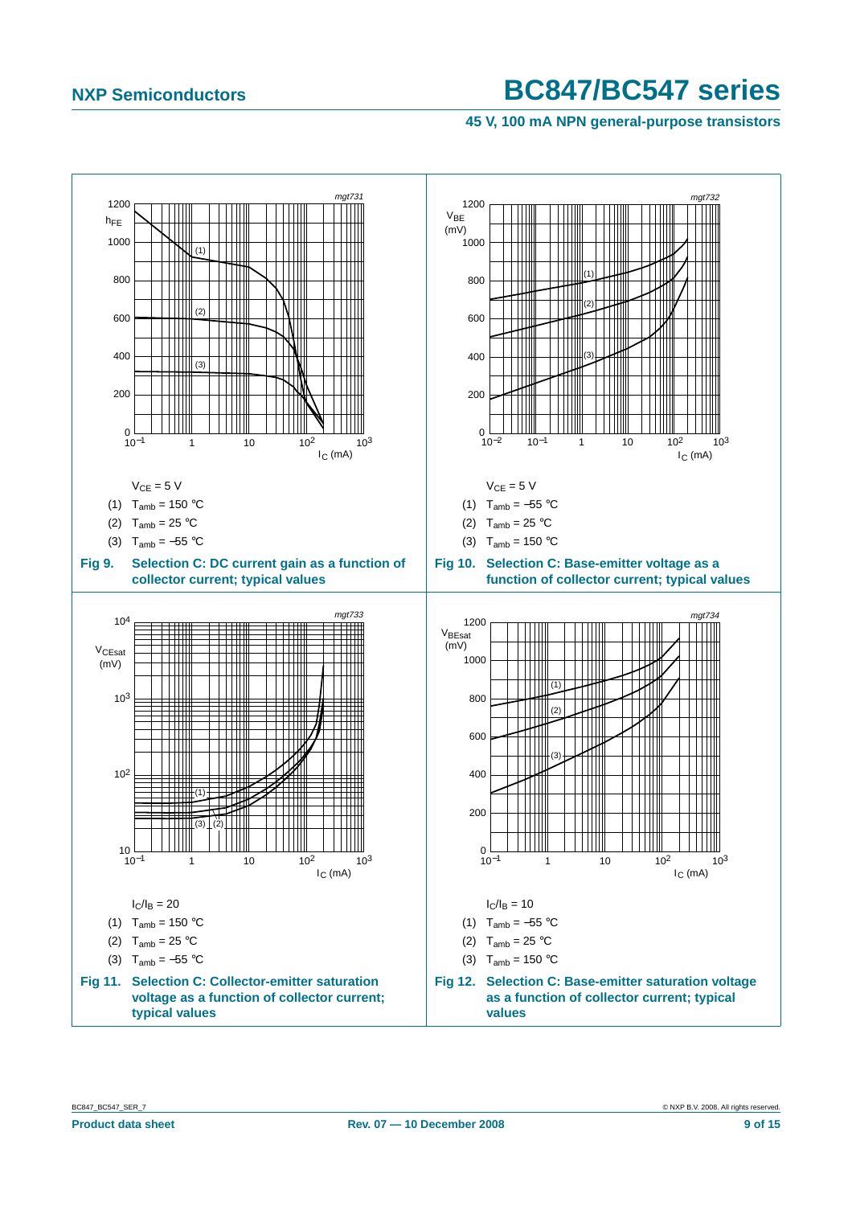$V_{CE}$ = 5 V

(1) $T_{amb}$ = 150 °C

(2) $T_{amb}$ = 25 °C

(3) $T_{amb}$ = −55 °C

**Fig 9. Selection C: DC current gain as a function of collector current; typical values**

$V_{CE}$ = 5 V

(1) $T_{amb}$ = −55 °C

(2) $T_{amb}$ = 25 °C

(3) $T_{amb}$ = 150 °C

**Fig 10. Selection C: Base-emitter voltage as a function of collector current; typical values**

$I_C/I_B$ = 20

(1) $T_{amb}$ = 150 °C

(2) $T_{amb}$ = 25 °C

(3) $T_{amb}$ = −55 °C

**Fig 11. Selection C: Collector-emitter saturation voltage as a function of collector current; typical values**

$I_C/I_B$ = 10

(1) $T_{amb}$ = −55 °C

(2) $T_{amb}$ = 25 °C

(3) $T_{amb}$ = 150 °C

**Fig 12. Selection C: Base-emitter saturation voltage as a function of collector current; typical values**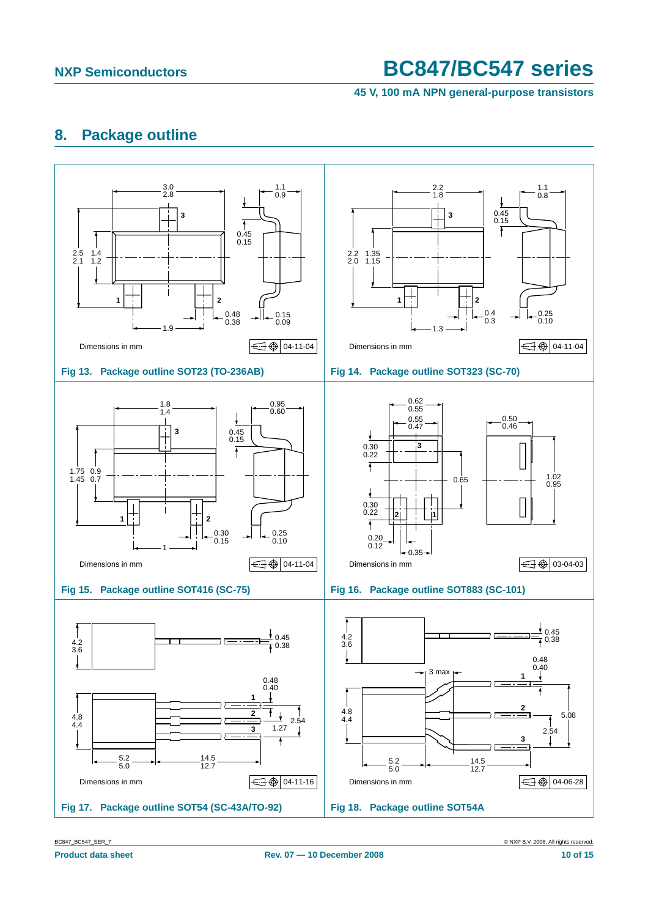## 8. Package outline

Dimensions in mm

04-11-04

**Fig 13. Package outline SOT23 (TO-236AB)**

Dimensions in mm

04-11-04

**Fig 14. Package outline SOT323 (SC-70)**

Dimensions in mm

04-11-04

**Fig 15. Package outline SOT416 (SC-75)**

Dimensions in mm

03-04-03

**Fig 16. Package outline SOT883 (SC-101)**

Dimensions in mm

04-11-16

**Fig 17. Package outline SOT54 (SC-43A/TO-92)**

Dimensions in mm

04-06-28

**Fig 18. Package outline SOT54A**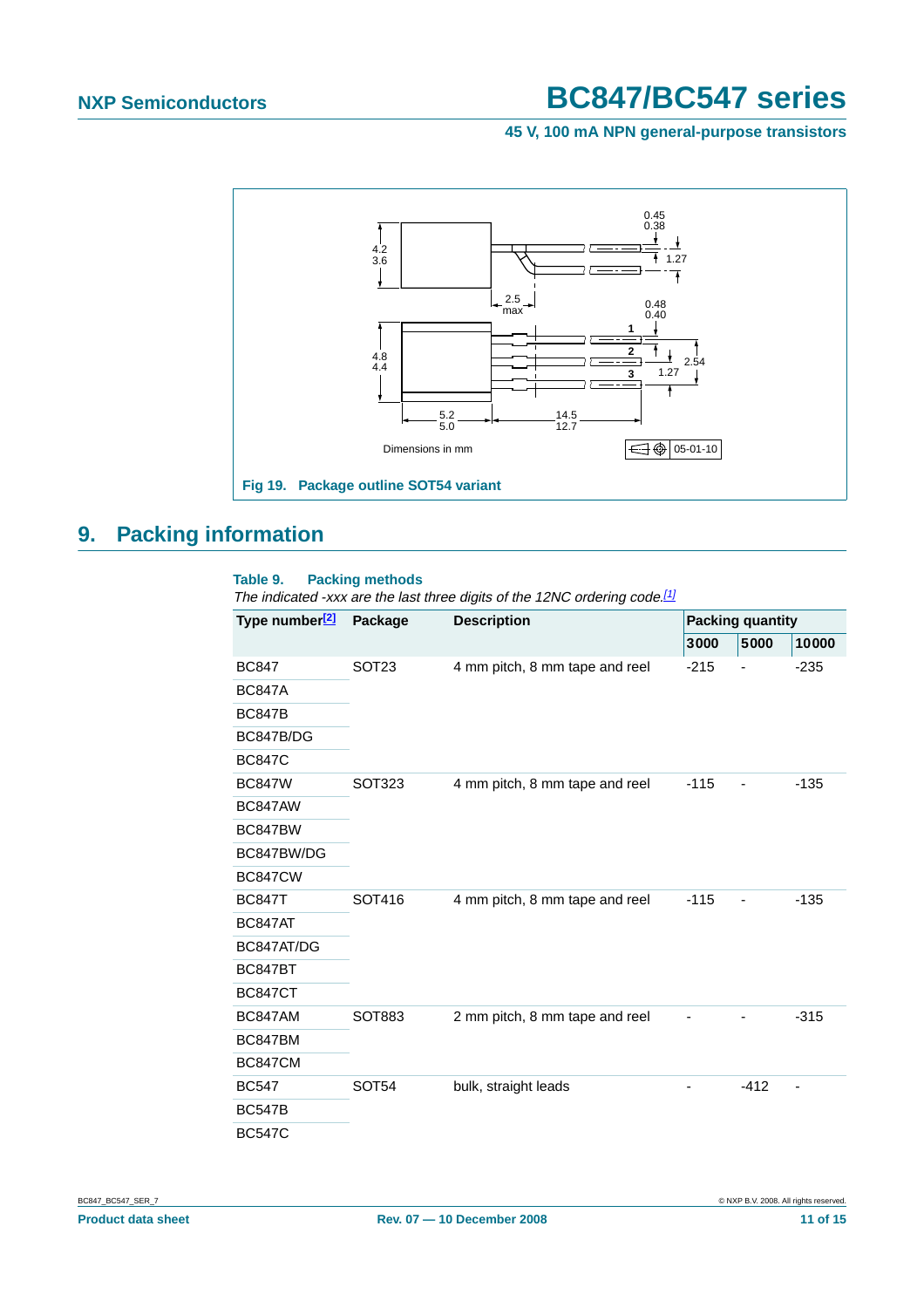Dimensions in mm

05-01-10

**Fig 19. Package outline SOT54 variant**

## 9. Packing information

**Table 9. Packing methods**

*The indicated -xxx are the last three digits of the 12NC ordering code.*[1]

| Type number[2] | Package | Description | Packing quantity | | |
|---|---|---|---|---|---|
| | | | 3000 | 5000 | 10000 |
| BC847 | SOT23 | 4 mm pitch, 8 mm tape and reel | -215 | - | -235 |
| BC847A | | | | | |
| BC847B | | | | | |
| BC847B/DG | | | | | |
| BC847C | | | | | |
| BC847W | SOT323 | 4 mm pitch, 8 mm tape and reel | -115 | - | -135 |
| BC847AW | | | | | |
| BC847BW | | | | | |
| BC847BW/DG | | | | | |
| BC847CW | | | | | |
| BC847T | SOT416 | 4 mm pitch, 8 mm tape and reel | -115 | - | -135 |
| BC847AT | | | | | |
| BC847AT/DG | | | | | |
| BC847BT | | | | | |
| BC847CT | | | | | |
| BC847AM | SOT883 | 2 mm pitch, 8 mm tape and reel | - | - | -315 |
| BC847BM | | | | | |
| BC847CM | | | | | |
| BC547 | SOT54 | bulk, straight leads | - | -412 | - |
| BC547B | | | | | |
| BC547C | | | | | |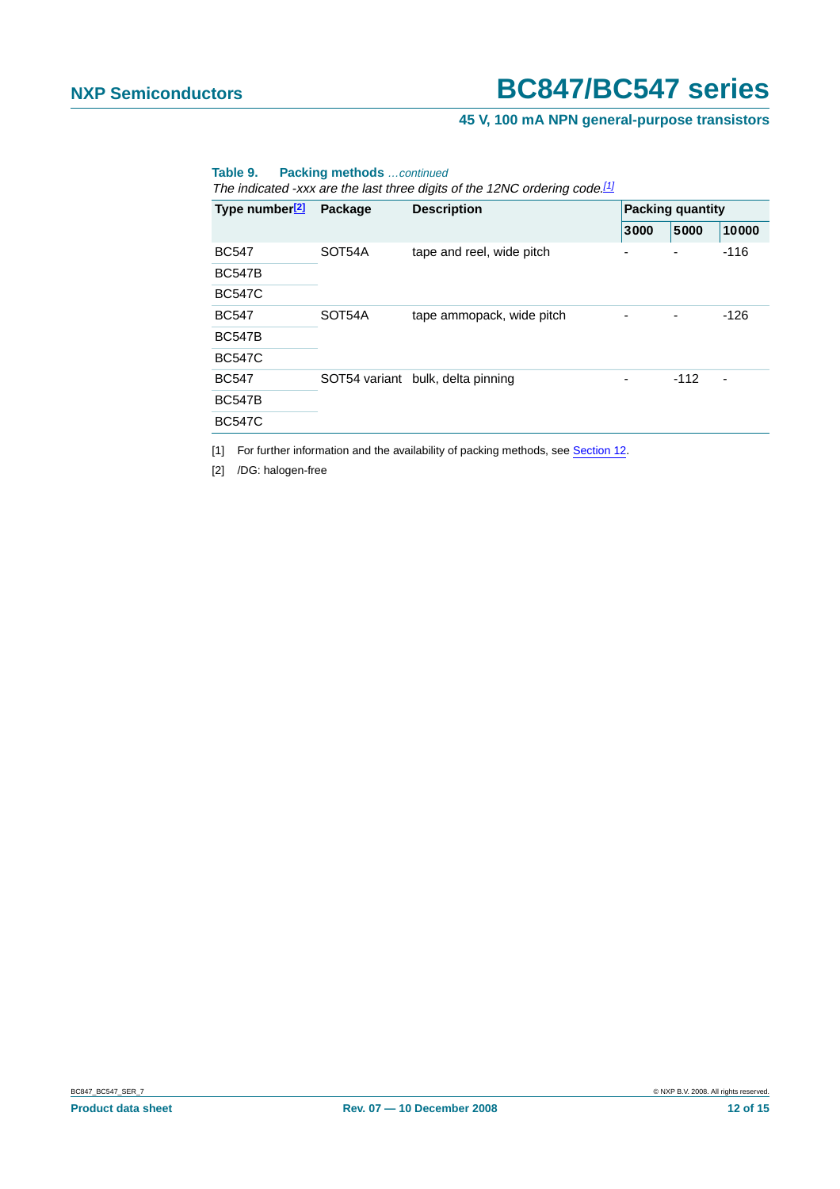**Table 9. Packing methods** *...continued*

*The indicated -xxx are the last three digits of the 12NC ordering code.[1]*

| Type number[2] | Package | Description | Packing quantity | | |
|---|---|---|---|---|---|
| | | | 3000 | 5000 | 10000 |
| BC547 | SOT54A | tape and reel, wide pitch | - | - | -116 |
| BC547B | | | | | |
| BC547C | | | | | |
| BC547 | SOT54A | tape ammopack, wide pitch | - | - | -126 |
| BC547B | | | | | |
| BC547C | | | | | |
| BC547 | SOT54 variant | bulk, delta pinning | - | -112 | - |
| BC547B | | | | | |
| BC547C | | | | | |

[1] For further information and the availability of packing methods, see Section 12.

[2] /DG: halogen-free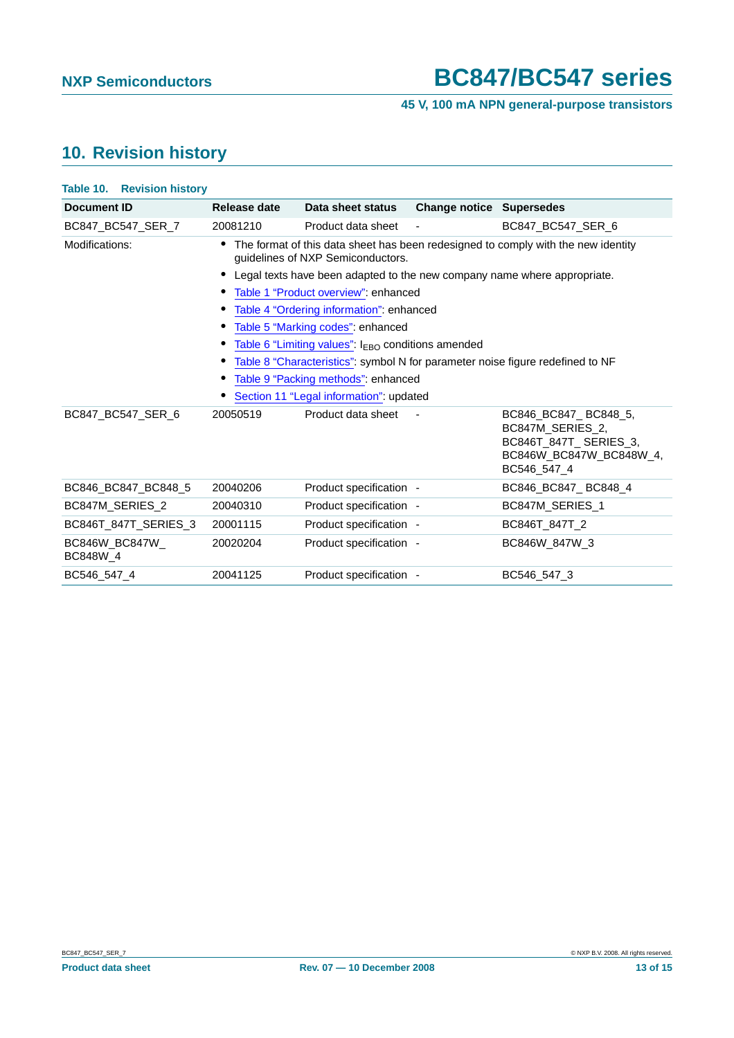## 10. Revision history

**Table 10. Revision history**

| Document ID | Release date | Data sheet status | Change notice | Supersedes |
|---|---|---|---|---|
| BC847_BC547_SER_7 | 20081210 | Product data sheet | - | BC847_BC547_SER_6 |
| Modifications: | • The format of this data sheet has been redesigned to comply with the new identity guidelines of NXP Semiconductors. • Legal texts have been adapted to the new company name where appropriate. • Table 1 "Product overview": enhanced • Table 4 "Ordering information": enhanced • Table 5 "Marking codes": enhanced • Table 6 "Limiting values": $I_{EBO}$ conditions amended • Table 8 "Characteristics": symbol N for parameter noise figure redefined to NF • Table 9 "Packing methods": enhanced • Section 11 "Legal information": updated | | | |
| BC847_BC547_SER_6 | 20050519 | Product data sheet | - | BC846_BC847_ BC848_5, BC847M_SERIES_2, BC846T_847T_ SERIES_3, BC846W_BC847W_BC848W_4, BC546_547_4 |
| BC846_BC847_BC848_5 | 20040206 | Product specification | - | BC846_BC847_ BC848_4 |
| BC847M_SERIES_2 | 20040310 | Product specification | - | BC847M_SERIES_1 |
| BC846T_847T_SERIES_3 | 20001115 | Product specification | - | BC846T_847T_2 |
| BC846W_BC847W_ BC848W_4 | 20020204 | Product specification | - | BC846W_847W_3 |
| BC546_547_4 | 20041125 | Product specification | - | BC546_547_3 |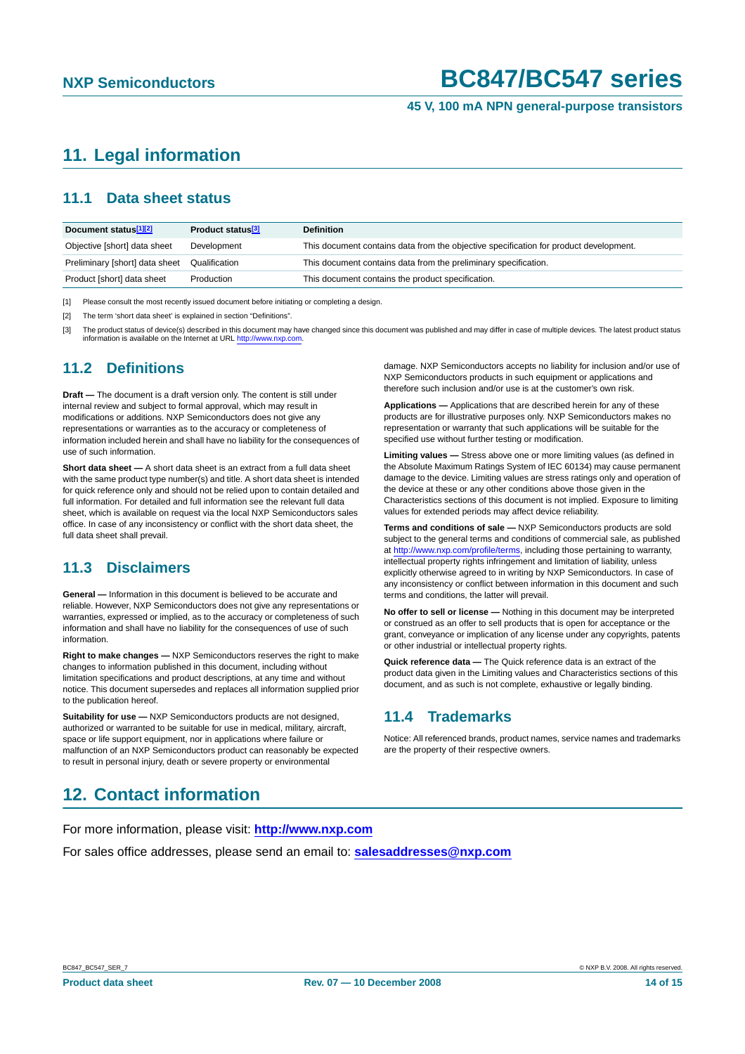# 11. Legal information

## 11.1 Data sheet status

| Document status[1][2] | Product status[3] | Definition |
|---|---|---|
| Objective [short] data sheet | Development | This document contains data from the objective specification for product development. |
| Preliminary [short] data sheet | Qualification | This document contains data from the preliminary specification. |
| Product [short] data sheet | Production | This document contains the product specification. |

[1] Please consult the most recently issued document before initiating or completing a design.

[2] The term 'short data sheet' is explained in section "Definitions".

[3] The product status of device(s) described in this document may have changed since this document was published and may differ in case of multiple devices. The latest product status information is available on the Internet at URL http://www.nxp.com.

## 11.2 Definitions

**Draft —** The document is a draft version only. The content is still under internal review and subject to formal approval, which may result in modifications or additions. NXP Semiconductors does not give any representations or warranties as to the accuracy or completeness of information included herein and shall have no liability for the consequences of use of such information.

**Short data sheet —** A short data sheet is an extract from a full data sheet with the same product type number(s) and title. A short data sheet is intended for quick reference only and should not be relied upon to contain detailed and full information. For detailed and full information see the relevant full data sheet, which is available on request via the local NXP Semiconductors sales office. In case of any inconsistency or conflict with the short data sheet, the full data sheet shall prevail.

## 11.3 Disclaimers

**General —** Information in this document is believed to be accurate and reliable. However, NXP Semiconductors does not give any representations or warranties, expressed or implied, as to the accuracy or completeness of such information and shall have no liability for the consequences of use of such information.

**Right to make changes —** NXP Semiconductors reserves the right to make changes to information published in this document, including without limitation specifications and product descriptions, at any time and without notice. This document supersedes and replaces all information supplied prior to the publication hereof.

**Suitability for use —** NXP Semiconductors products are not designed, authorized or warranted to be suitable for use in medical, military, aircraft, space or life support equipment, nor in applications where failure or malfunction of an NXP Semiconductors product can reasonably be expected to result in personal injury, death or severe property or environmental damage. NXP Semiconductors accepts no liability for inclusion and/or use of NXP Semiconductors products in such equipment or applications and therefore such inclusion and/or use is at the customer's own risk.

**Applications —** Applications that are described herein for any of these products are for illustrative purposes only. NXP Semiconductors makes no representation or warranty that such applications will be suitable for the specified use without further testing or modification.

**Limiting values —** Stress above one or more limiting values (as defined in the Absolute Maximum Ratings System of IEC 60134) may cause permanent damage to the device. Limiting values are stress ratings only and operation of the device at these or any other conditions above those given in the Characteristics sections of this document is not implied. Exposure to limiting values for extended periods may affect device reliability.

**Terms and conditions of sale —** NXP Semiconductors products are sold subject to the general terms and conditions of commercial sale, as published at http://www.nxp.com/profile/terms, including those pertaining to warranty, intellectual property rights infringement and limitation of liability, unless explicitly otherwise agreed to in writing by NXP Semiconductors. In case of any inconsistency or conflict between information in this document and such terms and conditions, the latter will prevail.

**No offer to sell or license —** Nothing in this document may be interpreted or construed as an offer to sell products that is open for acceptance or the grant, conveyance or implication of any license under any copyrights, patents or other industrial or intellectual property rights.

**Quick reference data —** The Quick reference data is an extract of the product data given in the Limiting values and Characteristics sections of this document, and as such is not complete, exhaustive or legally binding.

## 11.4 Trademarks

Notice: All referenced brands, product names, service names and trademarks are the property of their respective owners.

# 12. Contact information

For more information, please visit: **http://www.nxp.com**

For sales office addresses, please send an email to: **salesaddresses@nxp.com**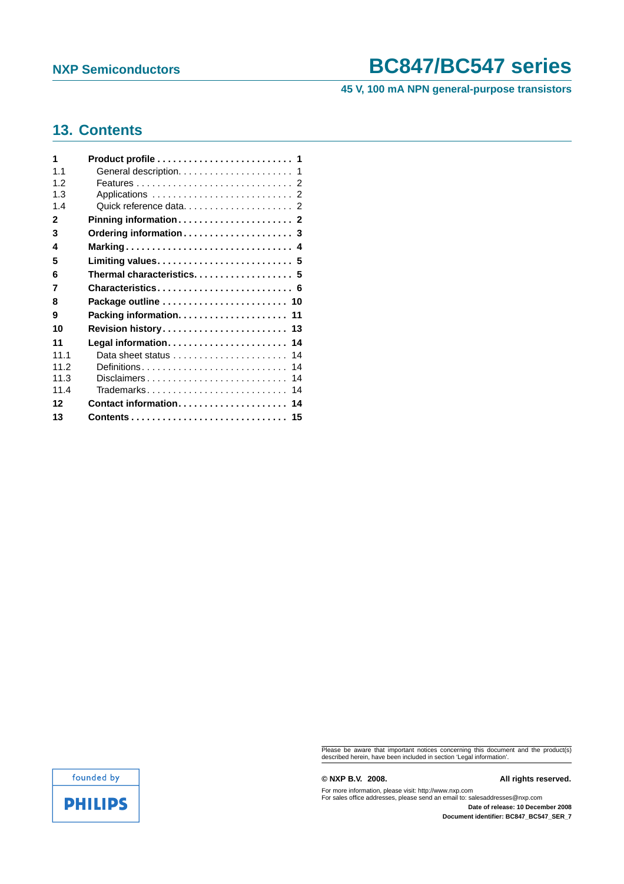## 13. Contents

| | | |
|---|---|---|
| **1** | **Product profile** | **1** |
| 1.1 | General description | 1 |
| 1.2 | Features | 2 |
| 1.3 | Applications | 2 |
| 1.4 | Quick reference data | 2 |
| **2** | **Pinning information** | **2** |
| **3** | **Ordering information** | **3** |
| **4** | **Marking** | **4** |
| **5** | **Limiting values** | **5** |
| **6** | **Thermal characteristics** | **5** |
| **7** | **Characteristics** | **6** |
| **8** | **Package outline** | **10** |
| **9** | **Packing information** | **11** |
| **10** | **Revision history** | **13** |
| **11** | **Legal information** | **14** |
| 11.1 | Data sheet status | 14 |
| 11.2 | Definitions | 14 |
| 11.3 | Disclaimers | 14 |
| 11.4 | Trademarks | 14 |
| **12** | **Contact information** | **14** |
| **13** | **Contents** | **15** |

Please be aware that important notices concerning this document and the product(s) described herein, have been included in section 'Legal information'.

**© NXP B.V. 2008. All rights reserved.**

For more information, please visit: http://www.nxp.com
For sales office addresses, please send an email to: salesaddresses@nxp.com

**Date of release: 10 December 2008**

**Document identifier: BC847_BC547_SER_7**